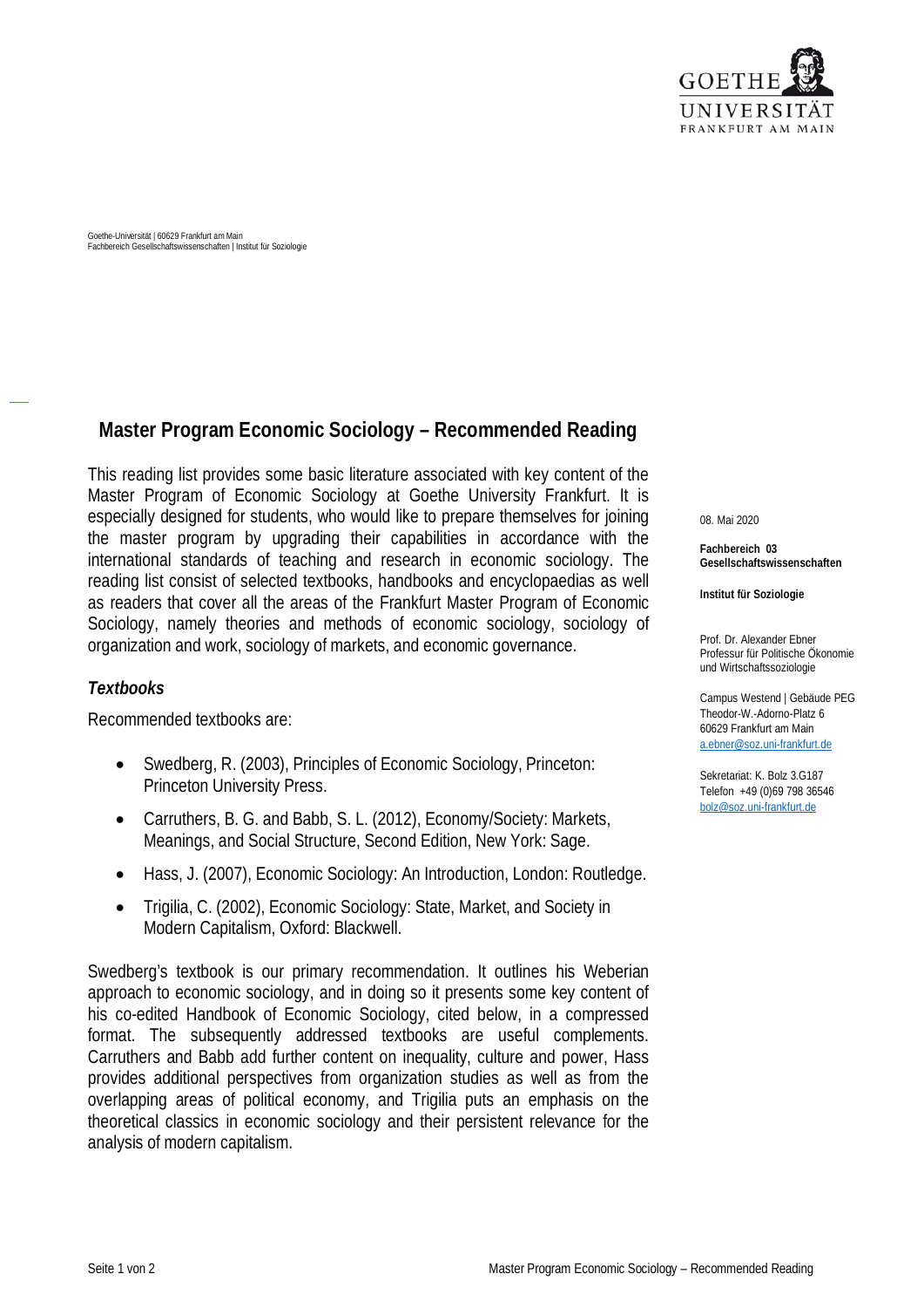Goethe-Universität | 60629 Frankfurt am Main
Fachbereich Gesellschaftswissenschaften | Institut für Soziologie

08. Mai 2020

**Fachbereich 03**
**Gesellschaftswissenschaften**

**Institut für Soziologie**

Prof. Dr. Alexander Ebner
Professur für Politische Ökonomie und Wirtschaftssoziologie

Campus Westend | Gebäude PEG
Theodor-W.-Adorno-Platz 6
60629 Frankfurt am Main
a.ebner@soz.uni-frankfurt.de

Sekretariat: K. Bolz 3.G187
Telefon +49 (0)69 798 36546
bolz@soz.uni-frankfurt.de

# Master Program Economic Sociology – Recommended Reading

This reading list provides some basic literature associated with key content of the Master Program of Economic Sociology at Goethe University Frankfurt. It is especially designed for students, who would like to prepare themselves for joining the master program by upgrading their capabilities in accordance with the international standards of teaching and research in economic sociology. The reading list consist of selected textbooks, handbooks and encyclopaedias as well as readers that cover all the areas of the Frankfurt Master Program of Economic Sociology, namely theories and methods of economic sociology, sociology of organization and work, sociology of markets, and economic governance.

### *Textbooks*

Recommended textbooks are:

- Swedberg, R. (2003), Principles of Economic Sociology, Princeton: Princeton University Press.
- Carruthers, B. G. and Babb, S. L. (2012), Economy/Society: Markets, Meanings, and Social Structure, Second Edition, New York: Sage.
- Hass, J. (2007), Economic Sociology: An Introduction, London: Routledge.
- Trigilia, C. (2002), Economic Sociology: State, Market, and Society in Modern Capitalism, Oxford: Blackwell.

Swedberg's textbook is our primary recommendation. It outlines his Weberian approach to economic sociology, and in doing so it presents some key content of his co-edited Handbook of Economic Sociology, cited below, in a compressed format. The subsequently addressed textbooks are useful complements. Carruthers and Babb add further content on inequality, culture and power, Hass provides additional perspectives from organization studies as well as from the overlapping areas of political economy, and Trigilia puts an emphasis on the theoretical classics in economic sociology and their persistent relevance for the analysis of modern capitalism.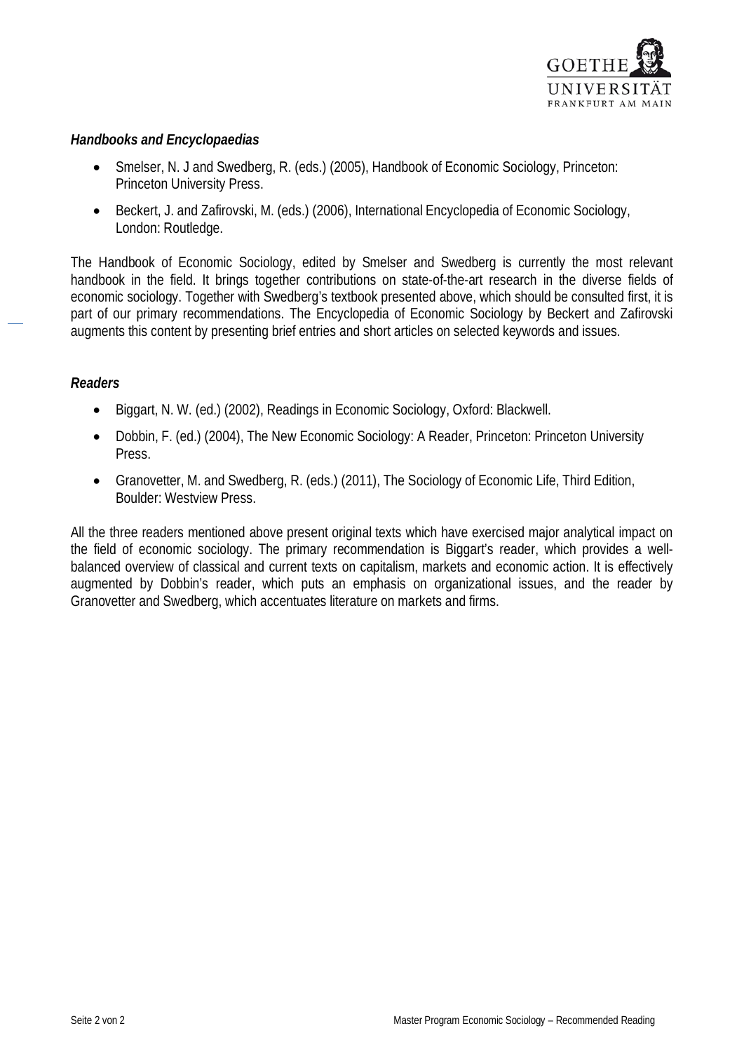### *Handbooks and Encyclopaedias*

- Smelser, N. J and Swedberg, R. (eds.) (2005), Handbook of Economic Sociology, Princeton: Princeton University Press.
- Beckert, J. and Zafirovski, M. (eds.) (2006), International Encyclopedia of Economic Sociology, London: Routledge.

The Handbook of Economic Sociology, edited by Smelser and Swedberg is currently the most relevant handbook in the field. It brings together contributions on state-of-the-art research in the diverse fields of economic sociology. Together with Swedberg's textbook presented above, which should be consulted first, it is part of our primary recommendations. The Encyclopedia of Economic Sociology by Beckert and Zafirovski augments this content by presenting brief entries and short articles on selected keywords and issues.

### *Readers*

- Biggart, N. W. (ed.) (2002), Readings in Economic Sociology, Oxford: Blackwell.
- Dobbin, F. (ed.) (2004), The New Economic Sociology: A Reader, Princeton: Princeton University Press.
- Granovetter, M. and Swedberg, R. (eds.) (2011), The Sociology of Economic Life, Third Edition, Boulder: Westview Press.

All the three readers mentioned above present original texts which have exercised major analytical impact on the field of economic sociology. The primary recommendation is Biggart's reader, which provides a well-balanced overview of classical and current texts on capitalism, markets and economic action. It is effectively augmented by Dobbin's reader, which puts an emphasis on organizational issues, and the reader by Granovetter and Swedberg, which accentuates literature on markets and firms.